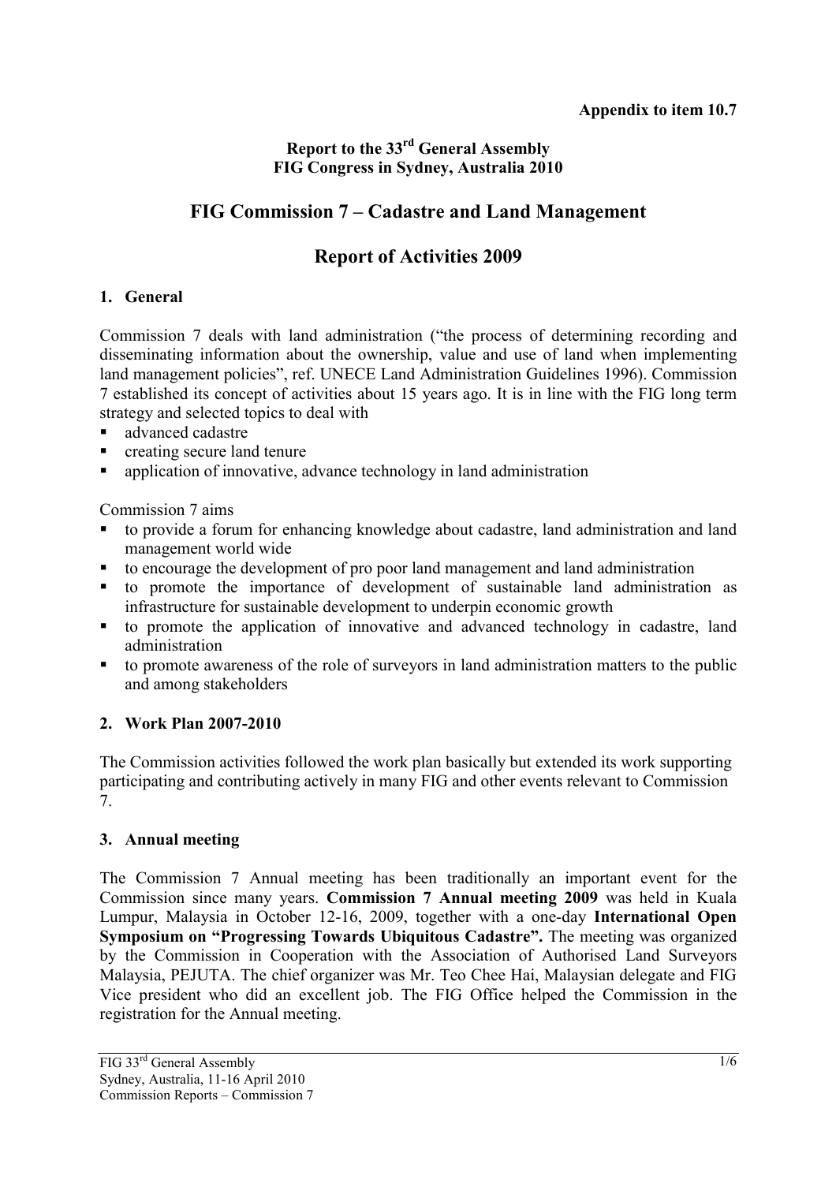**Appendix to item 10.7**

**Report to the 33rd General Assembly**
**FIG Congress in Sydney, Australia 2010**

# FIG Commission 7 – Cadastre and Land Management

# Report of Activities 2009

## 1. General

Commission 7 deals with land administration ("the process of determining recording and disseminating information about the ownership, value and use of land when implementing land management policies", ref. UNECE Land Administration Guidelines 1996). Commission 7 established its concept of activities about 15 years ago. It is in line with the FIG long term strategy and selected topics to deal with

- advanced cadastre
- creating secure land tenure
- application of innovative, advance technology in land administration

Commission 7 aims

- to provide a forum for enhancing knowledge about cadastre, land administration and land management world wide
- to encourage the development of pro poor land management and land administration
- to promote the importance of development of sustainable land administration as infrastructure for sustainable development to underpin economic growth
- to promote the application of innovative and advanced technology in cadastre, land administration
- to promote awareness of the role of surveyors in land administration matters to the public and among stakeholders

## 2. Work Plan 2007-2010

The Commission activities followed the work plan basically but extended its work supporting participating and contributing actively in many FIG and other events relevant to Commission 7.

## 3. Annual meeting

The Commission 7 Annual meeting has been traditionally an important event for the Commission since many years. **Commission 7 Annual meeting 2009** was held in Kuala Lumpur, Malaysia in October 12-16, 2009, together with a one-day **International Open Symposium on "Progressing Towards Ubiquitous Cadastre".** The meeting was organized by the Commission in Cooperation with the Association of Authorised Land Surveyors Malaysia, PEJUTA. The chief organizer was Mr. Teo Chee Hai, Malaysian delegate and FIG Vice president who did an excellent job. The FIG Office helped the Commission in the registration for the Annual meeting.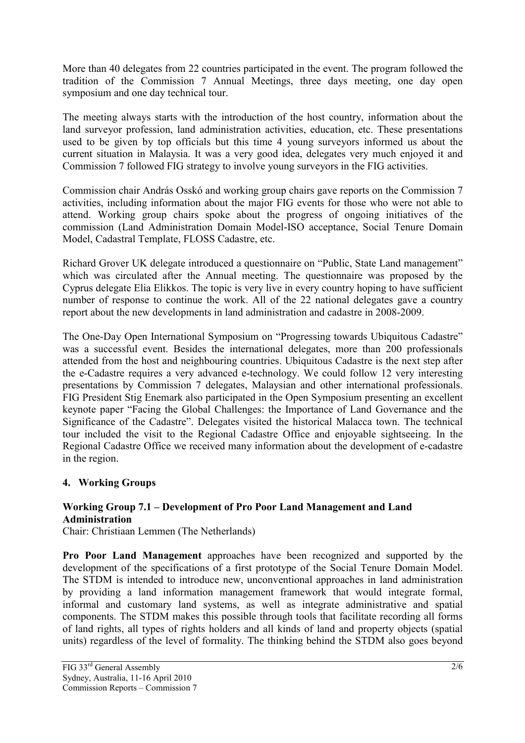More than 40 delegates from 22 countries participated in the event. The program followed the tradition of the Commission 7 Annual Meetings, three days meeting, one day open symposium and one day technical tour.

The meeting always starts with the introduction of the host country, information about the land surveyor profession, land administration activities, education, etc. These presentations used to be given by top officials but this time 4 young surveyors informed us about the current situation in Malaysia. It was a very good idea, delegates very much enjoyed it and Commission 7 followed FIG strategy to involve young surveyors in the FIG activities.

Commission chair András Osskó and working group chairs gave reports on the Commission 7 activities, including information about the major FIG events for those who were not able to attend. Working group chairs spoke about the progress of ongoing initiatives of the commission (Land Administration Domain Model-ISO acceptance, Social Tenure Domain Model, Cadastral Template, FLOSS Cadastre, etc.

Richard Grover UK delegate introduced a questionnaire on "Public, State Land management" which was circulated after the Annual meeting. The questionnaire was proposed by the Cyprus delegate Elia Elikkos. The topic is very live in every country hoping to have sufficient number of response to continue the work. All of the 22 national delegates gave a country report about the new developments in land administration and cadastre in 2008-2009.

The One-Day Open International Symposium on "Progressing towards Ubiquitous Cadastre" was a successful event. Besides the international delegates, more than 200 professionals attended from the host and neighbouring countries. Ubiquitous Cadastre is the next step after the e-Cadastre requires a very advanced e-technology. We could follow 12 very interesting presentations by Commission 7 delegates, Malaysian and other international professionals. FIG President Stig Enemark also participated in the Open Symposium presenting an excellent keynote paper "Facing the Global Challenges: the Importance of Land Governance and the Significance of the Cadastre". Delegates visited the historical Malacca town. The technical tour included the visit to the Regional Cadastre Office and enjoyable sightseeing. In the Regional Cadastre Office we received many information about the development of e-cadastre in the region.

## 4. Working Groups

### Working Group 7.1 – Development of Pro Poor Land Management and Land Administration

Chair: Christiaan Lemmen (The Netherlands)

**Pro Poor Land Management** approaches have been recognized and supported by the development of the specifications of a first prototype of the Social Tenure Domain Model. The STDM is intended to introduce new, unconventional approaches in land administration by providing a land information management framework that would integrate formal, informal and customary land systems, as well as integrate administrative and spatial components. The STDM makes this possible through tools that facilitate recording all forms of land rights, all types of rights holders and all kinds of land and property objects (spatial units) regardless of the level of formality. The thinking behind the STDM also goes beyond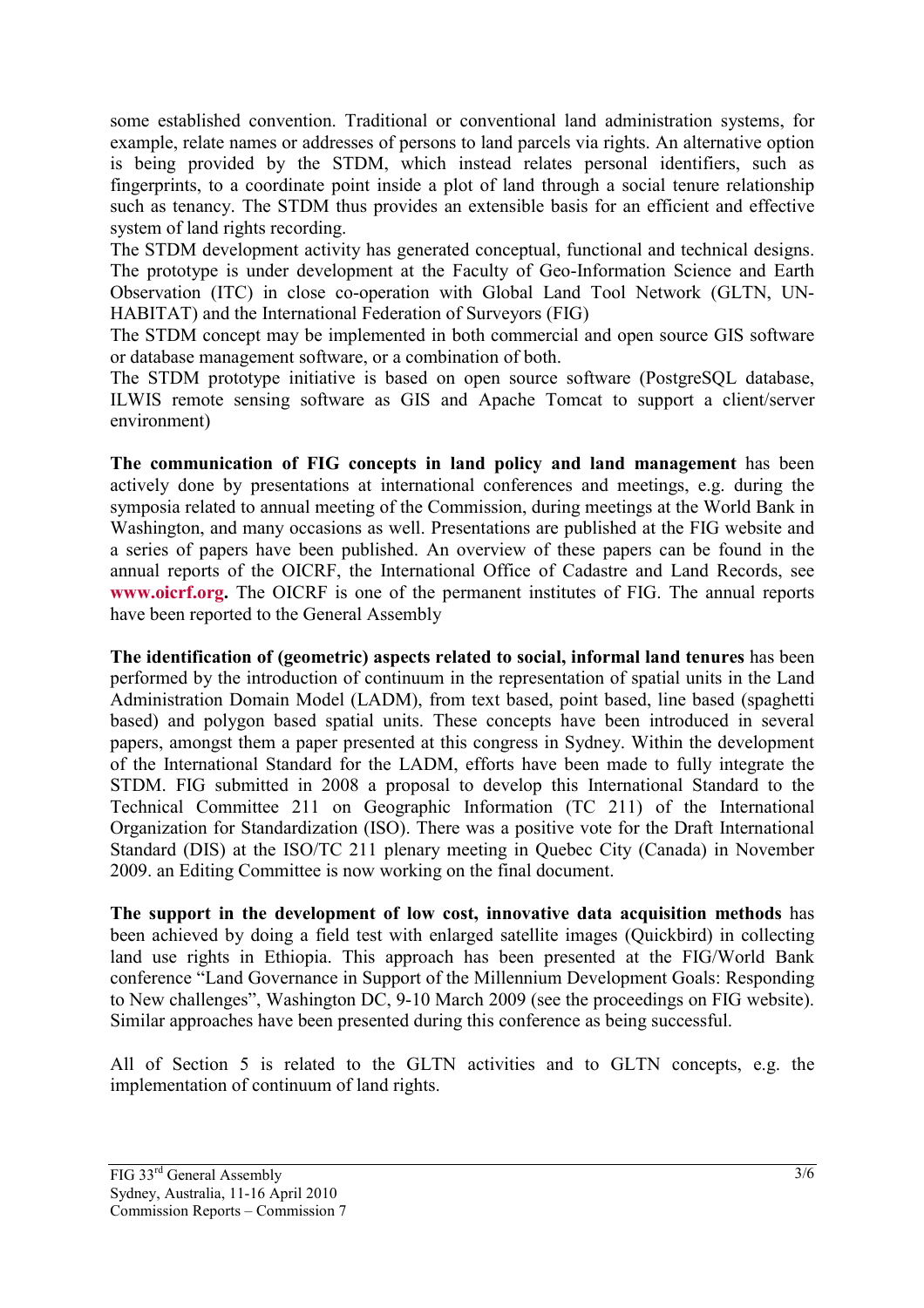some established convention. Traditional or conventional land administration systems, for example, relate names or addresses of persons to land parcels via rights. An alternative option is being provided by the STDM, which instead relates personal identifiers, such as fingerprints, to a coordinate point inside a plot of land through a social tenure relationship such as tenancy. The STDM thus provides an extensible basis for an efficient and effective system of land rights recording.
The STDM development activity has generated conceptual, functional and technical designs. The prototype is under development at the Faculty of Geo-Information Science and Earth Observation (ITC) in close co-operation with Global Land Tool Network (GLTN, UN-HABITAT) and the International Federation of Surveyors (FIG)
The STDM concept may be implemented in both commercial and open source GIS software or database management software, or a combination of both.
The STDM prototype initiative is based on open source software (PostgreSQL database, ILWIS remote sensing software as GIS and Apache Tomcat to support a client/server environment)

**The communication of FIG concepts in land policy and land management** has been actively done by presentations at international conferences and meetings, e.g. during the symposia related to annual meeting of the Commission, during meetings at the World Bank in Washington, and many occasions as well. Presentations are published at the FIG website and a series of papers have been published. An overview of these papers can be found in the annual reports of the OICRF, the International Office of Cadastre and Land Records, see **www.oicrf.org.** The OICRF is one of the permanent institutes of FIG. The annual reports have been reported to the General Assembly

**The identification of (geometric) aspects related to social, informal land tenures** has been performed by the introduction of continuum in the representation of spatial units in the Land Administration Domain Model (LADM), from text based, point based, line based (spaghetti based) and polygon based spatial units. These concepts have been introduced in several papers, amongst them a paper presented at this congress in Sydney. Within the development of the International Standard for the LADM, efforts have been made to fully integrate the STDM. FIG submitted in 2008 a proposal to develop this International Standard to the Technical Committee 211 on Geographic Information (TC 211) of the International Organization for Standardization (ISO). There was a positive vote for the Draft International Standard (DIS) at the ISO/TC 211 plenary meeting in Quebec City (Canada) in November 2009. an Editing Committee is now working on the final document.

**The support in the development of low cost, innovative data acquisition methods** has been achieved by doing a field test with enlarged satellite images (Quickbird) in collecting land use rights in Ethiopia. This approach has been presented at the FIG/World Bank conference "Land Governance in Support of the Millennium Development Goals: Responding to New challenges", Washington DC, 9-10 March 2009 (see the proceedings on FIG website). Similar approaches have been presented during this conference as being successful.

All of Section 5 is related to the GLTN activities and to GLTN concepts, e.g. the implementation of continuum of land rights.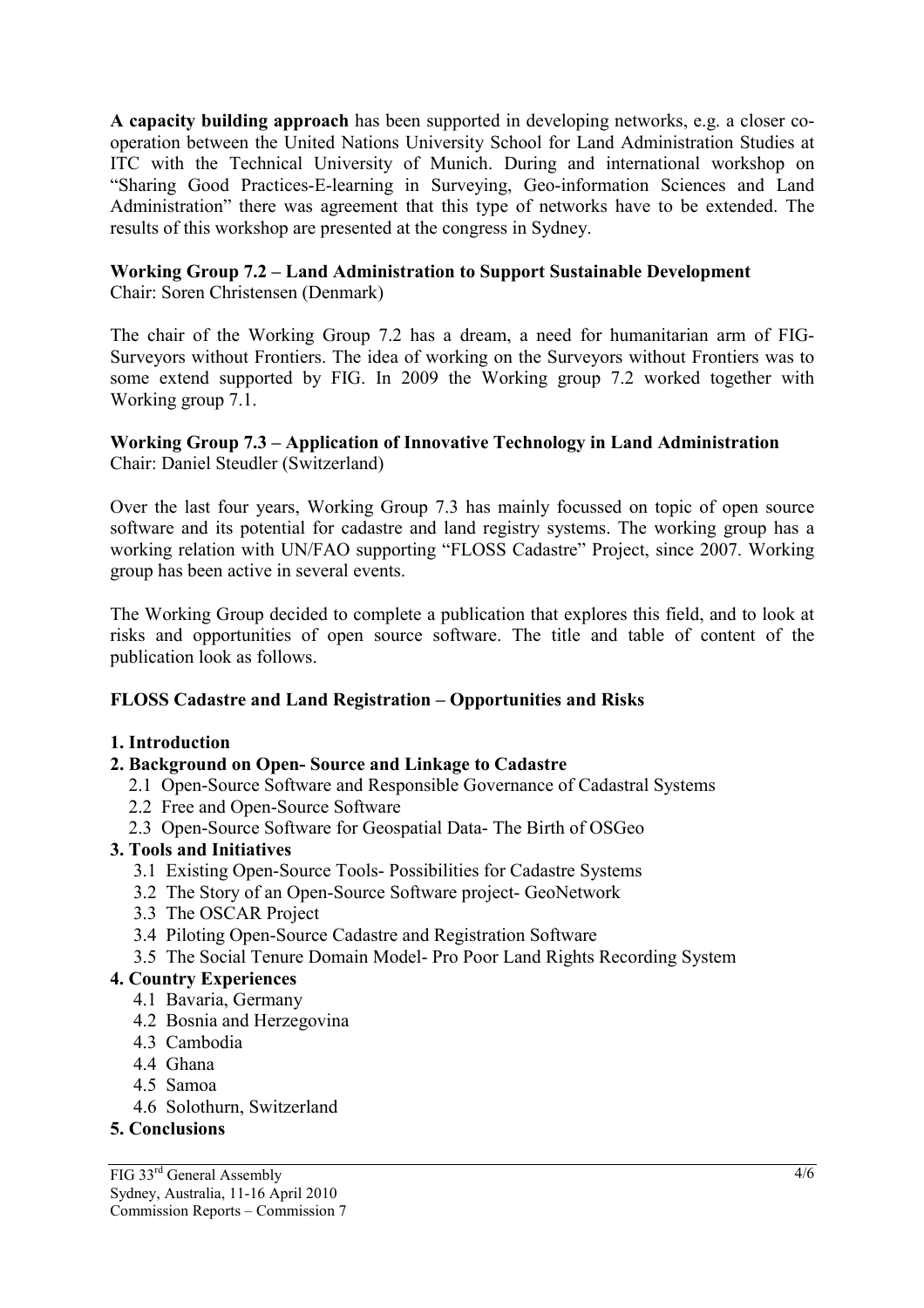**A capacity building approach** has been supported in developing networks, e.g. a closer co-operation between the United Nations University School for Land Administration Studies at ITC with the Technical University of Munich. During and international workshop on "Sharing Good Practices-E-learning in Surveying, Geo-information Sciences and Land Administration" there was agreement that this type of networks have to be extended. The results of this workshop are presented at the congress in Sydney.

**Working Group 7.2 – Land Administration to Support Sustainable Development**
Chair: Soren Christensen (Denmark)

The chair of the Working Group 7.2 has a dream, a need for humanitarian arm of FIG-Surveyors without Frontiers. The idea of working on the Surveyors without Frontiers was to some extend supported by FIG. In 2009 the Working group 7.2 worked together with Working group 7.1.

**Working Group 7.3 – Application of Innovative Technology in Land Administration**
Chair: Daniel Steudler (Switzerland)

Over the last four years, Working Group 7.3 has mainly focussed on topic of open source software and its potential for cadastre and land registry systems. The working group has a working relation with UN/FAO supporting "FLOSS Cadastre" Project, since 2007. Working group has been active in several events.

The Working Group decided to complete a publication that explores this field, and to look at risks and opportunities of open source software. The title and table of content of the publication look as follows.

**FLOSS Cadastre and Land Registration – Opportunities and Risks**

**1. Introduction**

**2. Background on Open- Source and Linkage to Cadastre**

- 2.1 Open-Source Software and Responsible Governance of Cadastral Systems
- 2.2 Free and Open-Source Software
- 2.3 Open-Source Software for Geospatial Data- The Birth of OSGeo

**3. Tools and Initiatives**

- 3.1 Existing Open-Source Tools- Possibilities for Cadastre Systems
- 3.2 The Story of an Open-Source Software project- GeoNetwork
- 3.3 The OSCAR Project
- 3.4 Piloting Open-Source Cadastre and Registration Software
- 3.5 The Social Tenure Domain Model- Pro Poor Land Rights Recording System

**4. Country Experiences**

- 4.1 Bavaria, Germany
- 4.2 Bosnia and Herzegovina
- 4.3 Cambodia
- 4.4 Ghana
- 4.5 Samoa
- 4.6 Solothurn, Switzerland

**5. Conclusions**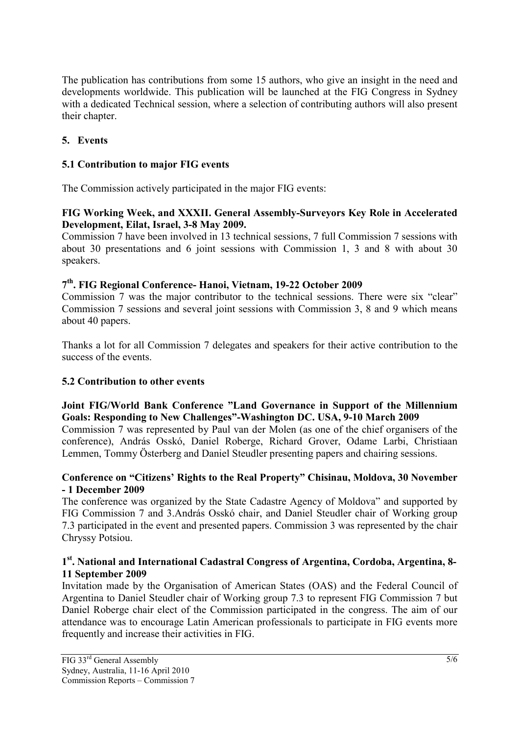The publication has contributions from some 15 authors, who give an insight in the need and developments worldwide. This publication will be launched at the FIG Congress in Sydney with a dedicated Technical session, where a selection of contributing authors will also present their chapter.

## 5. Events

### 5.1 Contribution to major FIG events

The Commission actively participated in the major FIG events:

**FIG Working Week, and XXXII. General Assembly-Surveyors Key Role in Accelerated Development, Eilat, Israel, 3-8 May 2009.**

Commission 7 have been involved in 13 technical sessions, 7 full Commission 7 sessions with about 30 presentations and 6 joint sessions with Commission 1, 3 and 8 with about 30 speakers.

**7th. FIG Regional Conference- Hanoi, Vietnam, 19-22 October 2009**

Commission 7 was the major contributor to the technical sessions. There were six "clear" Commission 7 sessions and several joint sessions with Commission 3, 8 and 9 which means about 40 papers.

Thanks a lot for all Commission 7 delegates and speakers for their active contribution to the success of the events.

### 5.2 Contribution to other events

**Joint FIG/World Bank Conference "Land Governance in Support of the Millennium Goals: Responding to New Challenges"-Washington DC. USA, 9-10 March 2009**

Commission 7 was represented by Paul van der Molen (as one of the chief organisers of the conference), András Osskó, Daniel Roberge, Richard Grover, Odame Larbi, Christiaan Lemmen, Tommy Österberg and Daniel Steudler presenting papers and chairing sessions.

**Conference on "Citizens' Rights to the Real Property" Chisinau, Moldova, 30 November - 1 December 2009**

The conference was organized by the State Cadastre Agency of Moldova" and supported by FIG Commission 7 and 3.András Osskó chair, and Daniel Steudler chair of Working group 7.3 participated in the event and presented papers. Commission 3 was represented by the chair Chryssy Potsiou.

**1st. National and International Cadastral Congress of Argentina, Cordoba, Argentina, 8-11 September 2009**

Invitation made by the Organisation of American States (OAS) and the Federal Council of Argentina to Daniel Steudler chair of Working group 7.3 to represent FIG Commission 7 but Daniel Roberge chair elect of the Commission participated in the congress. The aim of our attendance was to encourage Latin American professionals to participate in FIG events more frequently and increase their activities in FIG.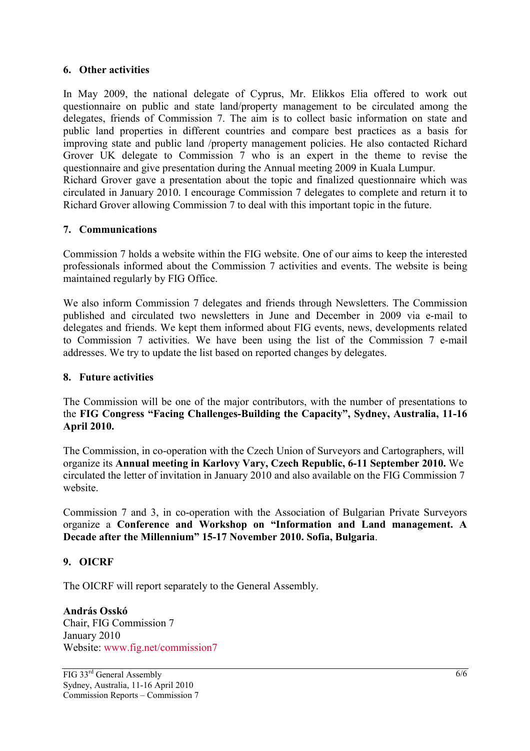## 6. Other activities

In May 2009, the national delegate of Cyprus, Mr. Elikkos Elia offered to work out questionnaire on public and state land/property management to be circulated among the delegates, friends of Commission 7. The aim is to collect basic information on state and public land properties in different countries and compare best practices as a basis for improving state and public land /property management policies. He also contacted Richard Grover UK delegate to Commission 7 who is an expert in the theme to revise the questionnaire and give presentation during the Annual meeting 2009 in Kuala Lumpur.
Richard Grover gave a presentation about the topic and finalized questionnaire which was circulated in January 2010. I encourage Commission 7 delegates to complete and return it to Richard Grover allowing Commission 7 to deal with this important topic in the future.

## 7. Communications

Commission 7 holds a website within the FIG website. One of our aims to keep the interested professionals informed about the Commission 7 activities and events. The website is being maintained regularly by FIG Office.

We also inform Commission 7 delegates and friends through Newsletters. The Commission published and circulated two newsletters in June and December in 2009 via e-mail to delegates and friends. We kept them informed about FIG events, news, developments related to Commission 7 activities. We have been using the list of the Commission 7 e-mail addresses. We try to update the list based on reported changes by delegates.

## 8. Future activities

The Commission will be one of the major contributors, with the number of presentations to the **FIG Congress "Facing Challenges-Building the Capacity", Sydney, Australia, 11-16 April 2010.**

The Commission, in co-operation with the Czech Union of Surveyors and Cartographers, will organize its **Annual meeting in Karlovy Vary, Czech Republic, 6-11 September 2010.** We circulated the letter of invitation in January 2010 and also available on the FIG Commission 7 website.

Commission 7 and 3, in co-operation with the Association of Bulgarian Private Surveyors organize a **Conference and Workshop on "Information and Land management. A Decade after the Millennium" 15-17 November 2010. Sofia, Bulgaria**.

## 9. OICRF

The OICRF will report separately to the General Assembly.

**András Osskó**
Chair, FIG Commission 7
January 2010
Website: www.fig.net/commission7